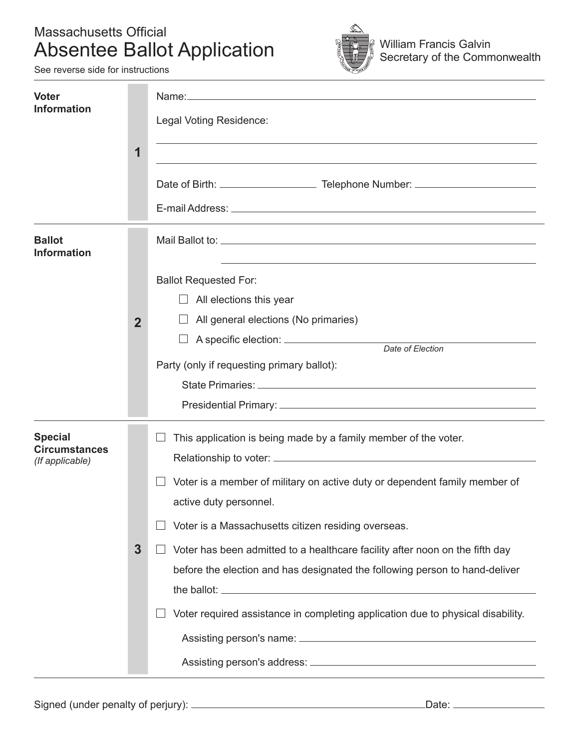Massachusetts Official

# Absentee Ballot Application

See reverse side for instructions

William Francis Galvin
Secretary of the Commonwealth

## Voter Information

**1**

Name: ______________________________

Legal Voting Residence:

______________________________

______________________________

Date of Birth: ______________ Telephone Number: ______________

E-mail Address: ______________________________

## Ballot Information

**2**

Mail Ballot to: ______________________________

______________________________

Ballot Requested For:

- ☐ All elections this year
- ☐ All general elections (No primaries)
- ☐ A specific election: ______________________________
  *Date of Election*

Party (only if requesting primary ballot):

State Primaries: ______________________________

Presidential Primary: ______________________________

## Special Circumstances

*(If applicable)*

**3**

- ☐ This application is being made by a family member of the voter.
  Relationship to voter: ______________________________
- ☐ Voter is a member of military on active duty or dependent family member of active duty personnel.
- ☐ Voter is a Massachusetts citizen residing overseas.
- ☐ Voter has been admitted to a healthcare facility after noon on the fifth day before the election and has designated the following person to hand-deliver the ballot: ______________________________
- ☐ Voter required assistance in completing application due to physical disability.
  Assisting person's name: ______________________________
  Assisting person's address: ______________________________

Signed (under penalty of perjury): ______________________________ Date: ______________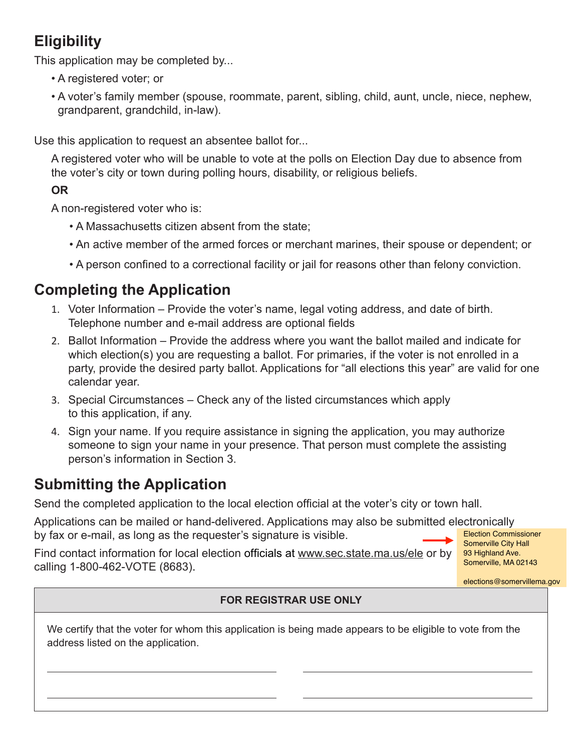## Eligibility

This application may be completed by...

- A registered voter; or
- A voter's family member (spouse, roommate, parent, sibling, child, aunt, uncle, niece, nephew, grandparent, grandchild, in-law).

Use this application to request an absentee ballot for...

A registered voter who will be unable to vote at the polls on Election Day due to absence from the voter's city or town during polling hours, disability, or religious beliefs.

**OR**

A non-registered voter who is:

- A Massachusetts citizen absent from the state;
- An active member of the armed forces or merchant marines, their spouse or dependent; or
- A person confined to a correctional facility or jail for reasons other than felony conviction.

## Completing the Application

1. Voter Information – Provide the voter's name, legal voting address, and date of birth. Telephone number and e-mail address are optional fields
2. Ballot Information – Provide the address where you want the ballot mailed and indicate for which election(s) you are requesting a ballot. For primaries, if the voter is not enrolled in a party, provide the desired party ballot. Applications for "all elections this year" are valid for one calendar year.
3. Special Circumstances – Check any of the listed circumstances which apply to this application, if any.
4. Sign your name. If you require assistance in signing the application, you may authorize someone to sign your name in your presence. That person must complete the assisting person's information in Section 3.

## Submitting the Application

Send the completed application to the local election official at the voter's city or town hall.

Applications can be mailed or hand-delivered. Applications may also be submitted electronically by fax or e-mail, as long as the requester's signature is visible.

Find contact information for local election officials at www.sec.state.ma.us/ele or by calling 1-800-462-VOTE (8683).

Election Commissioner
Somerville City Hall
93 Highland Ave.
Somerville, MA 02143

elections@somervillema.gov

**FOR REGISTRAR USE ONLY**

We certify that the voter for whom this application is being made appears to be eligible to vote from the address listed on the application.

______________________________ ______________________________

______________________________ ______________________________